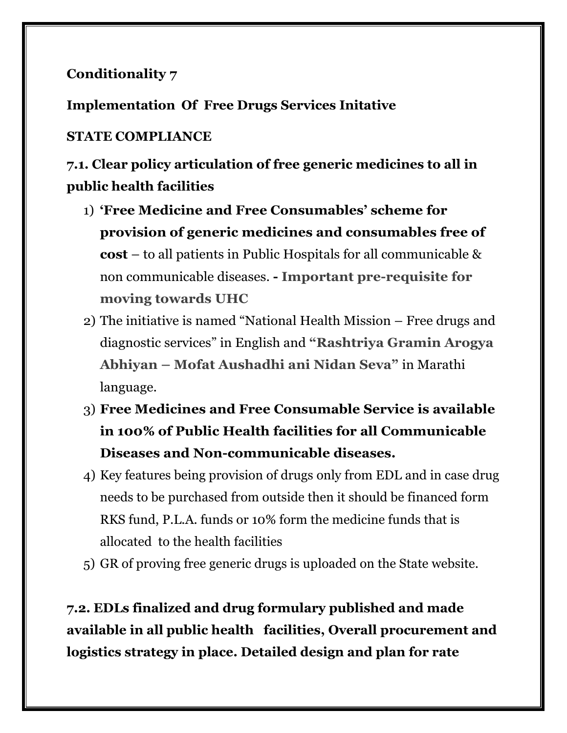**Conditionality 7**

**Implementation Of Free Drugs Services Initative**

**STATE COMPLIANCE**

### 7.1. Clear policy articulation of free generic medicines to all in public health facilities

1) **'Free Medicine and Free Consumables' scheme for provision of generic medicines and consumables free of cost** – to all patients in Public Hospitals for all communicable & non communicable diseases. **- Important pre-requisite for moving towards UHC**
2) The initiative is named "National Health Mission – Free drugs and diagnostic services" in English and **"Rashtriya Gramin Arogya Abhiyan – Mofat Aushadhi ani Nidan Seva"** in Marathi language.
3) **Free Medicines and Free Consumable Service is available in 100% of Public Health facilities for all Communicable Diseases and Non-communicable diseases.**
4) Key features being provision of drugs only from EDL and in case drug needs to be purchased from outside then it should be financed form RKS fund, P.L.A. funds or 10% form the medicine funds that is allocated to the health facilities
5) GR of proving free generic drugs is uploaded on the State website.

### 7.2. EDLs finalized and drug formulary published and made available in all public health facilities, Overall procurement and logistics strategy in place. Detailed design and plan for rate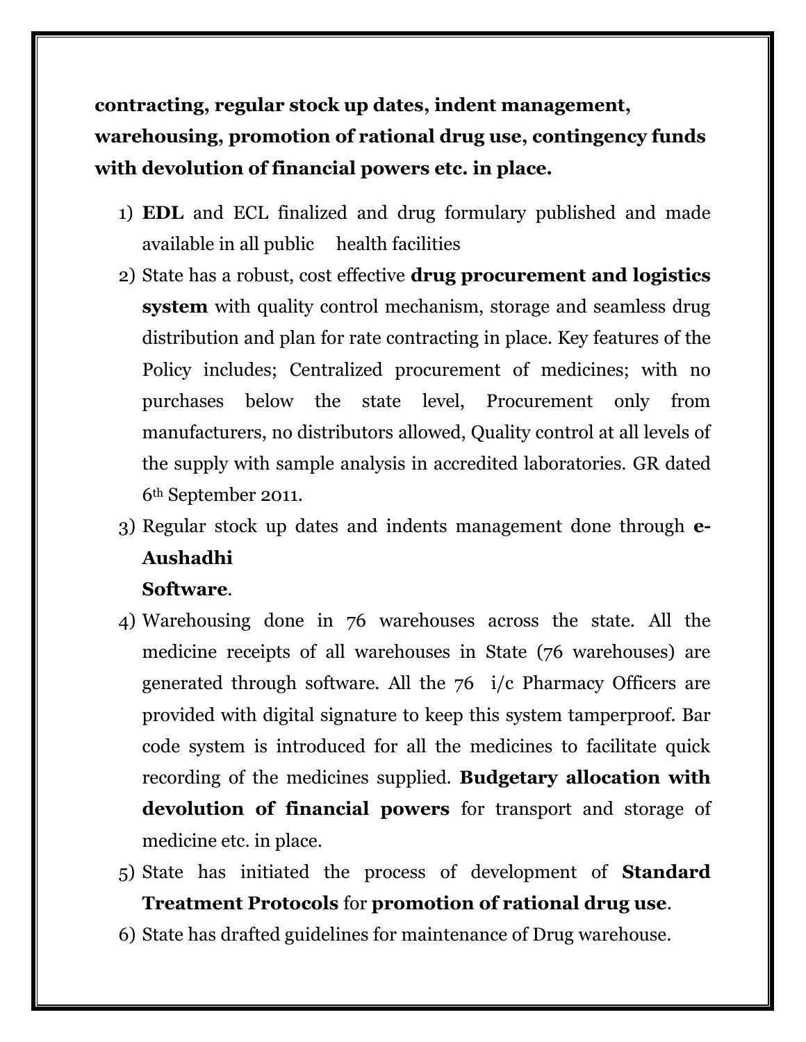**contracting, regular stock up dates, indent management, warehousing, promotion of rational drug use, contingency funds with devolution of financial powers etc. in place.**

1) **EDL** and ECL finalized and drug formulary published and made available in all public health facilities
2) State has a robust, cost effective **drug procurement and logistics system** with quality control mechanism, storage and seamless drug distribution and plan for rate contracting in place. Key features of the Policy includes; Centralized procurement of medicines; with no purchases below the state level, Procurement only from manufacturers, no distributors allowed, Quality control at all levels of the supply with sample analysis in accredited laboratories. GR dated 6th September 2011.
3) Regular stock up dates and indents management done through **e-Aushadhi Software**.
4) Warehousing done in 76 warehouses across the state. All the medicine receipts of all warehouses in State (76 warehouses) are generated through software. All the 76 i/c Pharmacy Officers are provided with digital signature to keep this system tamperproof. Bar code system is introduced for all the medicines to facilitate quick recording of the medicines supplied. **Budgetary allocation with devolution of financial powers** for transport and storage of medicine etc. in place.
5) State has initiated the process of development of **Standard Treatment Protocols** for **promotion of rational drug use**.
6) State has drafted guidelines for maintenance of Drug warehouse.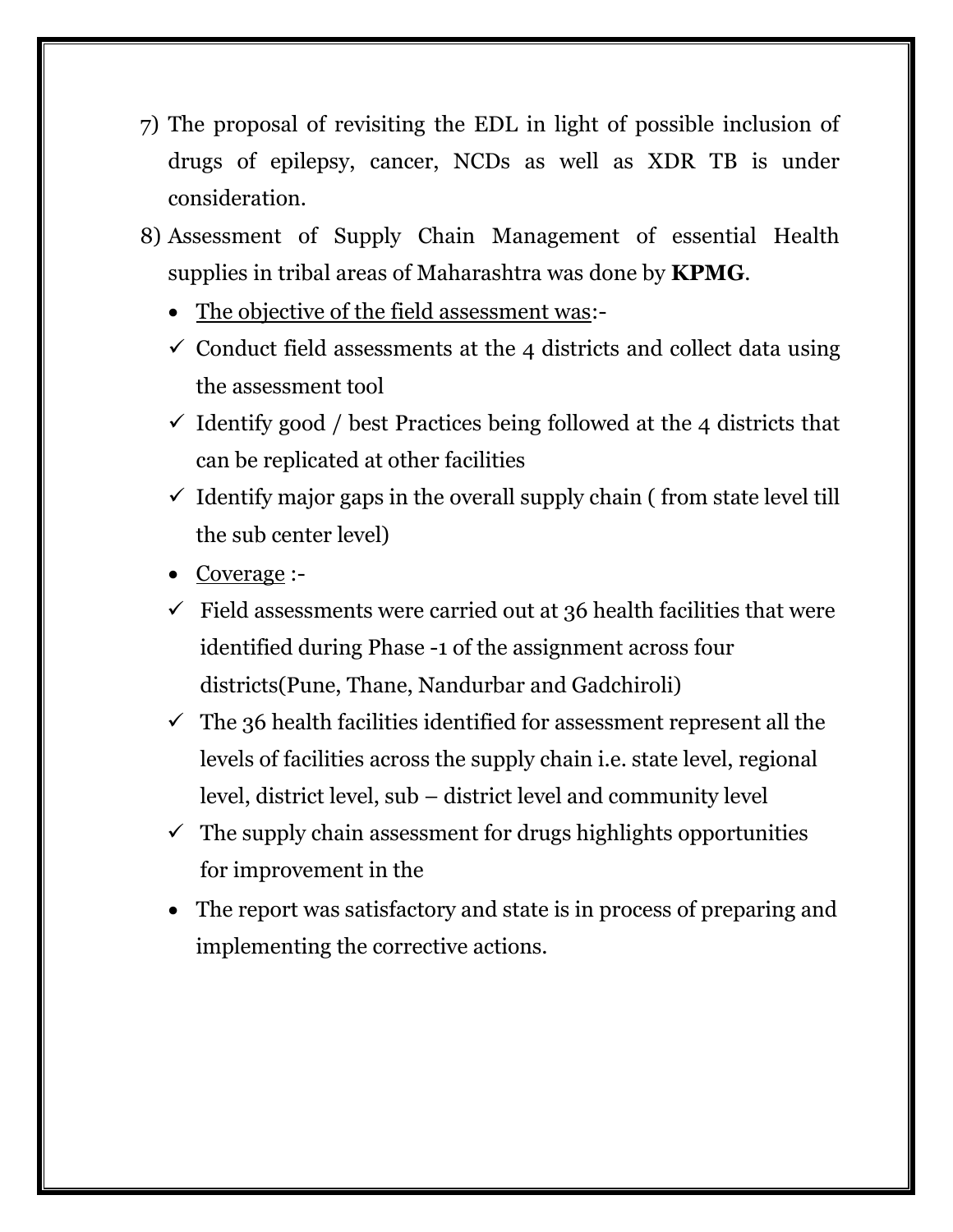7) The proposal of revisiting the EDL in light of possible inclusion of drugs of epilepsy, cancer, NCDs as well as XDR TB is under consideration.
8) Assessment of Supply Chain Management of essential Health supplies in tribal areas of Maharashtra was done by **KPMG**.
   - The objective of the field assessment was:-
   - ✓ Conduct field assessments at the 4 districts and collect data using the assessment tool
   - ✓ Identify good / best Practices being followed at the 4 districts that can be replicated at other facilities
   - ✓ Identify major gaps in the overall supply chain ( from state level till the sub center level)
   - Coverage :-
   - ✓ Field assessments were carried out at 36 health facilities that were identified during Phase -1 of the assignment across four districts(Pune, Thane, Nandurbar and Gadchiroli)
   - ✓ The 36 health facilities identified for assessment represent all the levels of facilities across the supply chain i.e. state level, regional level, district level, sub – district level and community level
   - ✓ The supply chain assessment for drugs highlights opportunities for improvement in the
   - The report was satisfactory and state is in process of preparing and implementing the corrective actions.